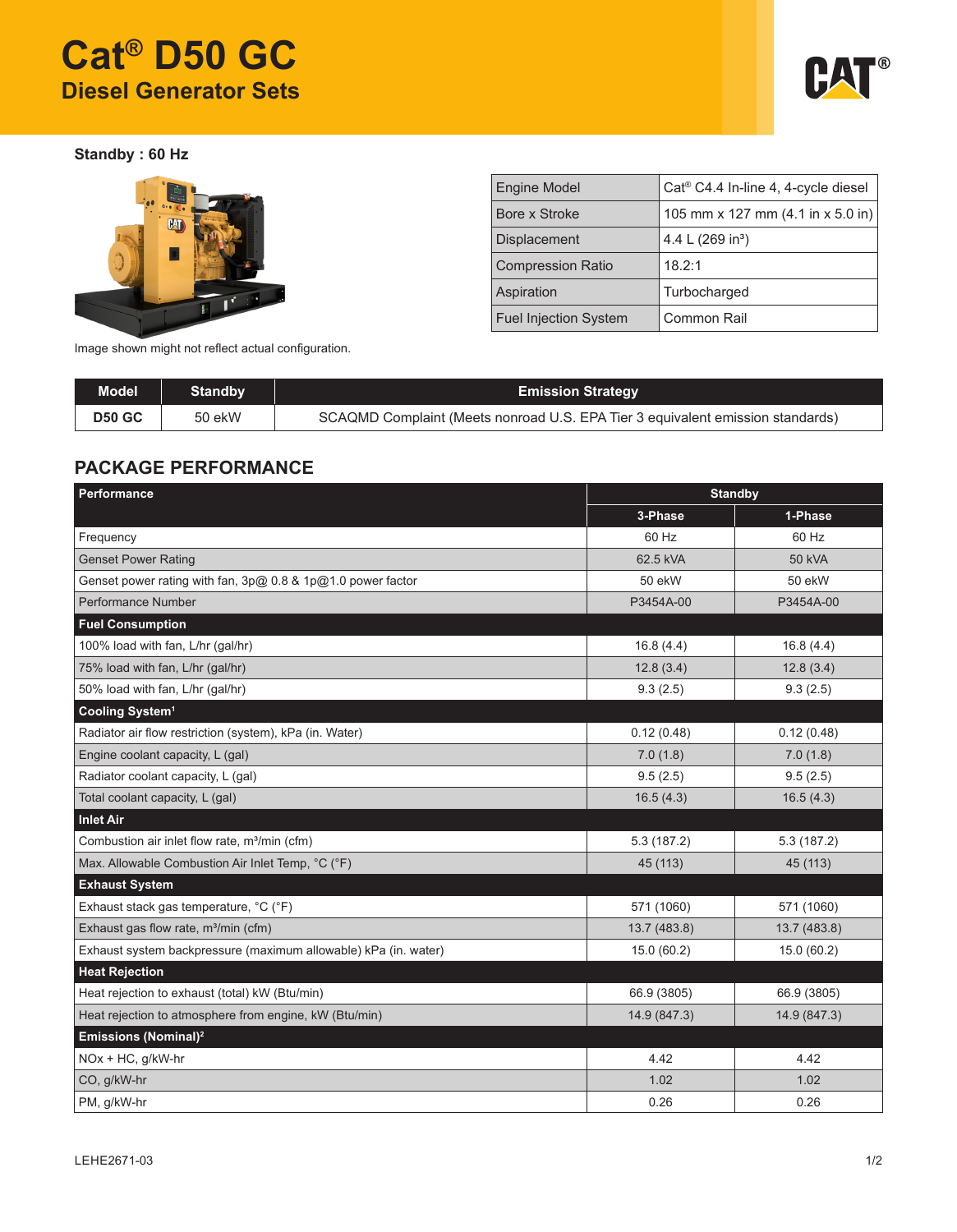# Cat® D50 GC

## Diesel Generator Sets

**Standby : 60 Hz**

Image shown might not reflect actual configuration.

| | |
|---|---|
| Engine Model | Cat® C4.4 In-line 4, 4-cycle diesel |
| Bore x Stroke | 105 mm x 127 mm (4.1 in x 5.0 in) |
| Displacement | 4.4 L (269 in³) |
| Compression Ratio | 18.2:1 |
| Aspiration | Turbocharged |
| Fuel Injection System | Common Rail |

| Model | Standby | Emission Strategy |
|---|---|---|
| **D50 GC** | 50 ekW | SCAQMD Complaint (Meets nonroad U.S. EPA Tier 3 equivalent emission standards) |

## PACKAGE PERFORMANCE

| Performance | Standby | |
|---|---|---|
| | 3-Phase | 1-Phase |
| Frequency | 60 Hz | 60 Hz |
| Genset Power Rating | 62.5 kVA | 50 kVA |
| Genset power rating with fan, 3p@ 0.8 & 1p@1.0 power factor | 50 ekW | 50 ekW |
| Performance Number | P3454A-00 | P3454A-00 |
| **Fuel Consumption** | | |
| 100% load with fan, L/hr (gal/hr) | 16.8 (4.4) | 16.8 (4.4) |
| 75% load with fan, L/hr (gal/hr) | 12.8 (3.4) | 12.8 (3.4) |
| 50% load with fan, L/hr (gal/hr) | 9.3 (2.5) | 9.3 (2.5) |
| **Cooling System**[1] | | |
| Radiator air flow restriction (system), kPa (in. Water) | 0.12 (0.48) | 0.12 (0.48) |
| Engine coolant capacity, L (gal) | 7.0 (1.8) | 7.0 (1.8) |
| Radiator coolant capacity, L (gal) | 9.5 (2.5) | 9.5 (2.5) |
| Total coolant capacity, L (gal) | 16.5 (4.3) | 16.5 (4.3) |
| **Inlet Air** | | |
| Combustion air inlet flow rate, m³/min (cfm) | 5.3 (187.2) | 5.3 (187.2) |
| Max. Allowable Combustion Air Inlet Temp, °C (°F) | 45 (113) | 45 (113) |
| **Exhaust System** | | |
| Exhaust stack gas temperature, °C (°F) | 571 (1060) | 571 (1060) |
| Exhaust gas flow rate, m³/min (cfm) | 13.7 (483.8) | 13.7 (483.8) |
| Exhaust system backpressure (maximum allowable) kPa (in. water) | 15.0 (60.2) | 15.0 (60.2) |
| **Heat Rejection** | | |
| Heat rejection to exhaust (total) kW (Btu/min) | 66.9 (3805) | 66.9 (3805) |
| Heat rejection to atmosphere from engine, kW (Btu/min) | 14.9 (847.3) | 14.9 (847.3) |
| **Emissions (Nominal)**[2] | | |
| NOx + HC, g/kW-hr | 4.42 | 4.42 |
| CO, g/kW-hr | 1.02 | 1.02 |
| PM, g/kW-hr | 0.26 | 0.26 |

LEHE2671-03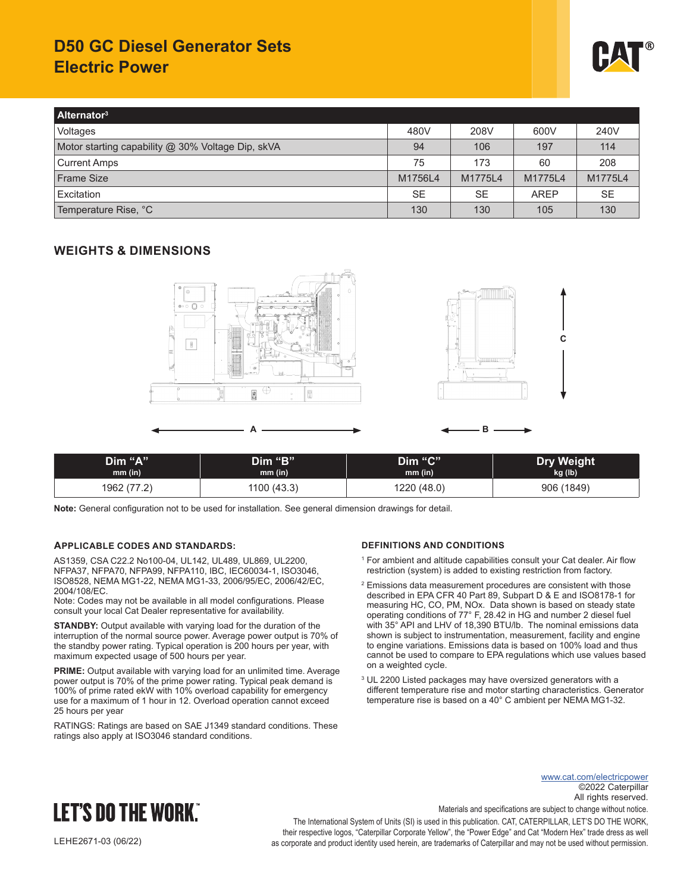# D50 GC Diesel Generator Sets
# Electric Power

| Alternator[3] | | | | |
|---|---|---|---|---|
| Voltages | 480V | 208V | 600V | 240V |
| Motor starting capability @ 30% Voltage Dip, skVA | 94 | 106 | 197 | 114 |
| Current Amps | 75 | 173 | 60 | 208 |
| Frame Size | M1756L4 | M1775L4 | M1775L4 | M1775L4 |
| Excitation | SE | SE | AREP | SE |
| Temperature Rise, °C | 130 | 130 | 105 | 130 |

## WEIGHTS & DIMENSIONS

A

B

C

| Dim "A" mm (in) | Dim "B" mm (in) | Dim "C" mm (in) | Dry Weight kg (lb) |
|---|---|---|---|
| 1962 (77.2) | 1100 (43.3) | 1220 (48.0) | 906 (1849) |

**Note:** General configuration not to be used for installation. See general dimension drawings for detail.

### APPLICABLE CODES AND STANDARDS:

AS1359, CSA C22.2 No100-04, UL142, UL489, UL869, UL2200, NFPA37, NFPA70, NFPA99, NFPA110, IBC, IEC60034-1, ISO3046, ISO8528, NEMA MG1-22, NEMA MG1-33, 2006/95/EC, 2006/42/EC, 2004/108/EC.
Note: Codes may not be available in all model configurations. Please consult your local Cat Dealer representative for availability.

**STANDBY:** Output available with varying load for the duration of the interruption of the normal source power. Average power output is 70% of the standby power rating. Typical operation is 200 hours per year, with maximum expected usage of 500 hours per year.

**PRIME:** Output available with varying load for an unlimited time. Average power output is 70% of the prime power rating. Typical peak demand is 100% of prime rated ekW with 10% overload capability for emergency use for a maximum of 1 hour in 12. Overload operation cannot exceed 25 hours per year

RATINGS: Ratings are based on SAE J1349 standard conditions. These ratings also apply at ISO3046 standard conditions.

### DEFINITIONS AND CONDITIONS

[1] For ambient and altitude capabilities consult your Cat dealer. Air flow restriction (system) is added to existing restriction from factory.

[2] Emissions data measurement procedures are consistent with those described in EPA CFR 40 Part 89, Subpart D & E and ISO8178-1 for measuring HC, CO, PM, NOx. Data shown is based on steady state operating conditions of 77° F, 28.42 in HG and number 2 diesel fuel with 35° API and LHV of 18,390 BTU/lb. The nominal emissions data shown is subject to instrumentation, measurement, facility and engine to engine variations. Emissions data is based on 100% load and thus cannot be used to compare to EPA regulations which use values based on a weighted cycle.

[3] UL 2200 Listed packages may have oversized generators with a different temperature rise and motor starting characteristics. Generator temperature rise is based on a 40° C ambient per NEMA MG1-32.

LET'S DO THE WORK.™

LEHE2671-03 (06/22)

www.cat.com/electricpower
©2022 Caterpillar
All rights reserved.

Materials and specifications are subject to change without notice.

The International System of Units (SI) is used in this publication. CAT, CATERPILLAR, LET'S DO THE WORK, their respective logos, "Caterpillar Corporate Yellow", the "Power Edge" and Cat "Modern Hex" trade dress as well as corporate and product identity used herein, are trademarks of Caterpillar and may not be used without permission.